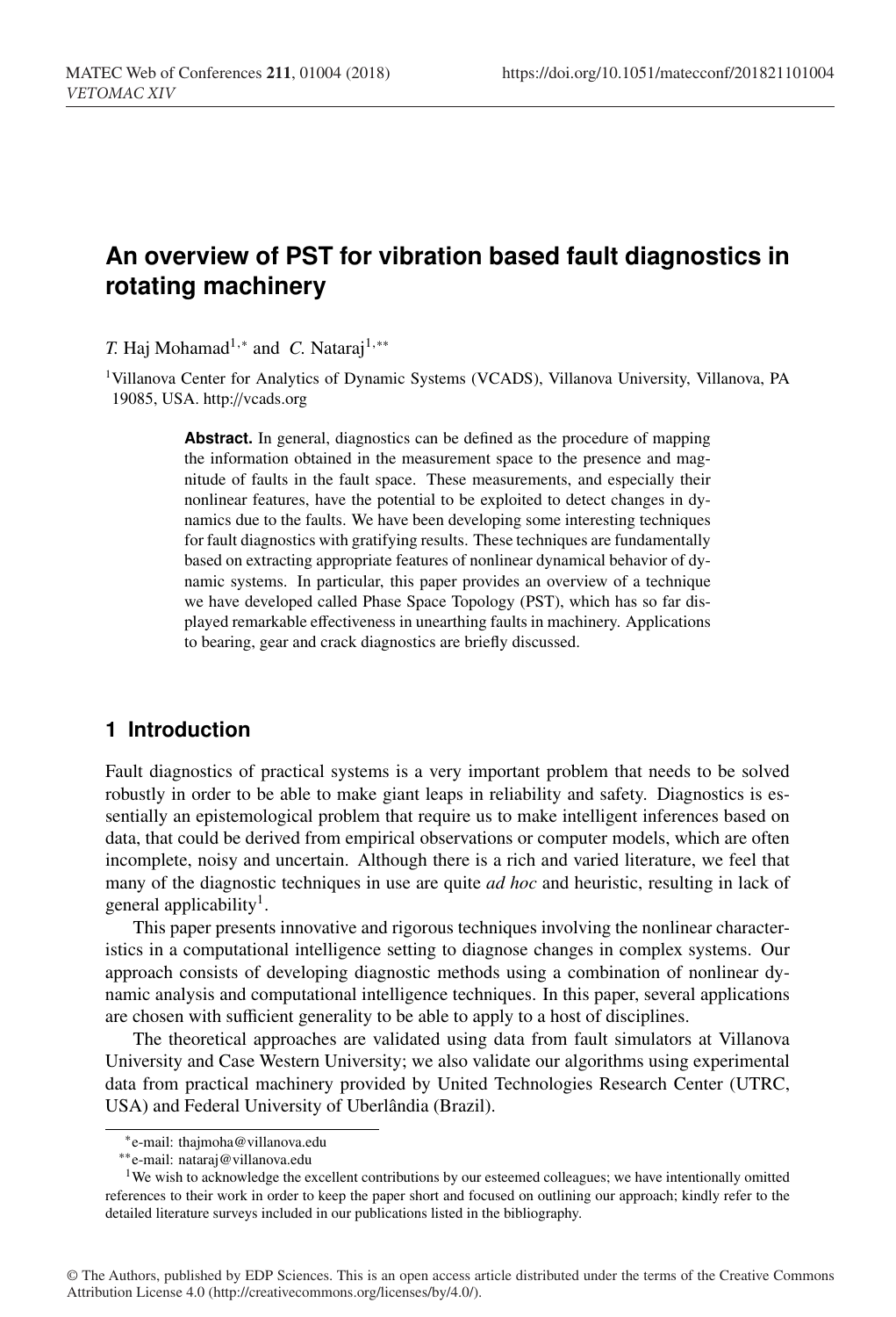# An overview of PST for vibration based fault diagnostics in rotating machinery

*T.* Haj Mohamad[1,*] and *C.* Nataraj[1,**]

[1]Villanova Center for Analytics of Dynamic Systems (VCADS), Villanova University, Villanova, PA 19085, USA. http://vcads.org

**Abstract.** In general, diagnostics can be defined as the procedure of mapping the information obtained in the measurement space to the presence and magnitude of faults in the fault space. These measurements, and especially their nonlinear features, have the potential to be exploited to detect changes in dynamics due to the faults. We have been developing some interesting techniques for fault diagnostics with gratifying results. These techniques are fundamentally based on extracting appropriate features of nonlinear dynamical behavior of dynamic systems. In particular, this paper provides an overview of a technique we have developed called Phase Space Topology (PST), which has so far displayed remarkable effectiveness in unearthing faults in machinery. Applications to bearing, gear and crack diagnostics are briefly discussed.

## 1 Introduction

Fault diagnostics of practical systems is a very important problem that needs to be solved robustly in order to be able to make giant leaps in reliability and safety. Diagnostics is essentially an epistemological problem that require us to make intelligent inferences based on data, that could be derived from empirical observations or computer models, which are often incomplete, noisy and uncertain. Although there is a rich and varied literature, we feel that many of the diagnostic techniques in use are quite *ad hoc* and heuristic, resulting in lack of general applicability[1].

This paper presents innovative and rigorous techniques involving the nonlinear characteristics in a computational intelligence setting to diagnose changes in complex systems. Our approach consists of developing diagnostic methods using a combination of nonlinear dynamic analysis and computational intelligence techniques. In this paper, several applications are chosen with sufficient generality to be able to apply to a host of disciplines.

The theoretical approaches are validated using data from fault simulators at Villanova University and Case Western University; we also validate our algorithms using experimental data from practical machinery provided by United Technologies Research Center (UTRC, USA) and Federal University of Uberlândia (Brazil).

*e-mail: thajmoha@villanova.edu

**e-mail: nataraj@villanova.edu

[1]We wish to acknowledge the excellent contributions by our esteemed colleagues; we have intentionally omitted references to their work in order to keep the paper short and focused on outlining our approach; kindly refer to the detailed literature surveys included in our publications listed in the bibliography.

© The Authors, published by EDP Sciences. This is an open access article distributed under the terms of the Creative Commons Attribution License 4.0 (http://creativecommons.org/licenses/by/4.0/).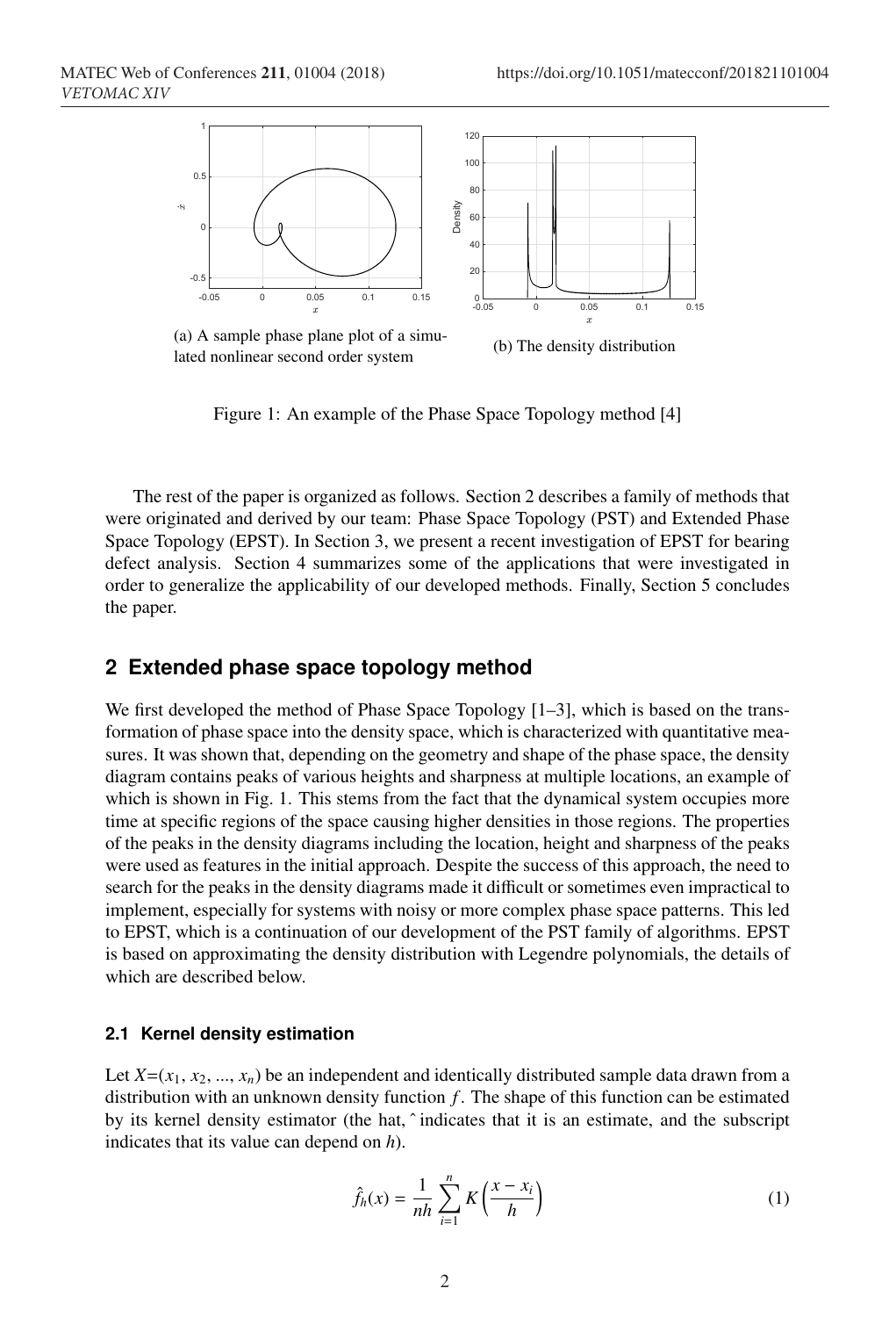(a) A sample phase plane plot of a simulated nonlinear second order system

(b) The density distribution

Figure 1: An example of the Phase Space Topology method [4]

The rest of the paper is organized as follows. Section 2 describes a family of methods that were originated and derived by our team: Phase Space Topology (PST) and Extended Phase Space Topology (EPST). In Section 3, we present a recent investigation of EPST for bearing defect analysis. Section 4 summarizes some of the applications that were investigated in order to generalize the applicability of our developed methods. Finally, Section 5 concludes the paper.

## 2 Extended phase space topology method

We first developed the method of Phase Space Topology [1–3], which is based on the transformation of phase space into the density space, which is characterized with quantitative measures. It was shown that, depending on the geometry and shape of the phase space, the density diagram contains peaks of various heights and sharpness at multiple locations, an example of which is shown in Fig. 1. This stems from the fact that the dynamical system occupies more time at specific regions of the space causing higher densities in those regions. The properties of the peaks in the density diagrams including the location, height and sharpness of the peaks were used as features in the initial approach. Despite the success of this approach, the need to search for the peaks in the density diagrams made it difficult or sometimes even impractical to implement, especially for systems with noisy or more complex phase space patterns. This led to EPST, which is a continuation of our development of the PST family of algorithms. EPST is based on approximating the density distribution with Legendre polynomials, the details of which are described below.

### 2.1 Kernel density estimation

Let $X=(x_1, x_2, ..., x_n)$ be an independent and identically distributed sample data drawn from a distribution with an unknown density function $f$. The shape of this function can be estimated by its kernel density estimator (the hat, ˆ indicates that it is an estimate, and the subscript indicates that its value can depend on $h$).

$$\hat{f}_h(x) = \frac{1}{nh} \sum_{i=1}^{n} K\left(\frac{x - x_i}{h}\right) \tag{1}$$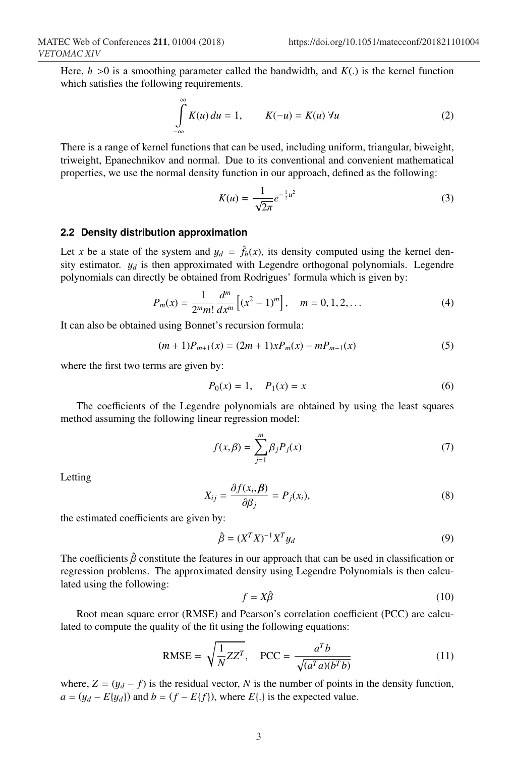Here, $h > 0$ is a smoothing parameter called the bandwidth, and $K(.)$ is the kernel function which satisfies the following requirements.

$$\int_{-\infty}^{\infty} K(u)\, du = 1, \qquad K(-u) = K(u)\ \forall u \tag{2}$$

There is a range of kernel functions that can be used, including uniform, triangular, biweight, triweight, Epanechnikov and normal. Due to its conventional and convenient mathematical properties, we use the normal density function in our approach, defined as the following:

$$K(u) = \frac{1}{\sqrt{2\pi}} e^{-\frac{1}{2}u^2} \tag{3}$$

### 2.2 Density distribution approximation

Let $x$ be a state of the system and $y_d = \hat{f}_h(x)$, its density computed using the kernel density estimator. $y_d$ is then approximated with Legendre orthogonal polynomials. Legendre polynomials can directly be obtained from Rodrigues' formula which is given by:

$$P_m(x) = \frac{1}{2^m m!} \frac{d^m}{dx^m} \left[ (x^2 - 1)^m \right], \quad m = 0, 1, 2, \ldots \tag{4}$$

It can also be obtained using Bonnet's recursion formula:

$$(m+1)P_{m+1}(x) = (2m+1)xP_m(x) - mP_{m-1}(x) \tag{5}$$

where the first two terms are given by:

$$P_0(x) = 1, \quad P_1(x) = x \tag{6}$$

The coefficients of the Legendre polynomials are obtained by using the least squares method assuming the following linear regression model:

$$f(x, \beta) = \sum_{j=1}^{m} \beta_j P_j(x) \tag{7}$$

Letting

$$X_{ij} = \frac{\partial f(x_i, \boldsymbol{\beta})}{\partial \beta_j} = P_j(x_i), \tag{8}$$

the estimated coefficients are given by:

$$\hat{\beta} = (X^T X)^{-1} X^T y_d \tag{9}$$

The coefficients $\hat{\beta}$ constitute the features in our approach that can be used in classification or regression problems. The approximated density using Legendre Polynomials is then calculated using the following:

$$f = X\hat{\beta} \tag{10}$$

Root mean square error (RMSE) and Pearson's correlation coefficient (PCC) are calculated to compute the quality of the fit using the following equations:

$$\text{RMSE} = \sqrt{\frac{1}{N} Z Z^T}, \quad \text{PCC} = \frac{a^T b}{\sqrt{(a^T a)(b^T b)}} \tag{11}$$

where, $Z = (y_d - f)$ is the residual vector, $N$ is the number of points in the density function, $a = (y_d - E\{y_d\})$ and $b = (f - E\{f\})$, where $E\{.\}$ is the expected value.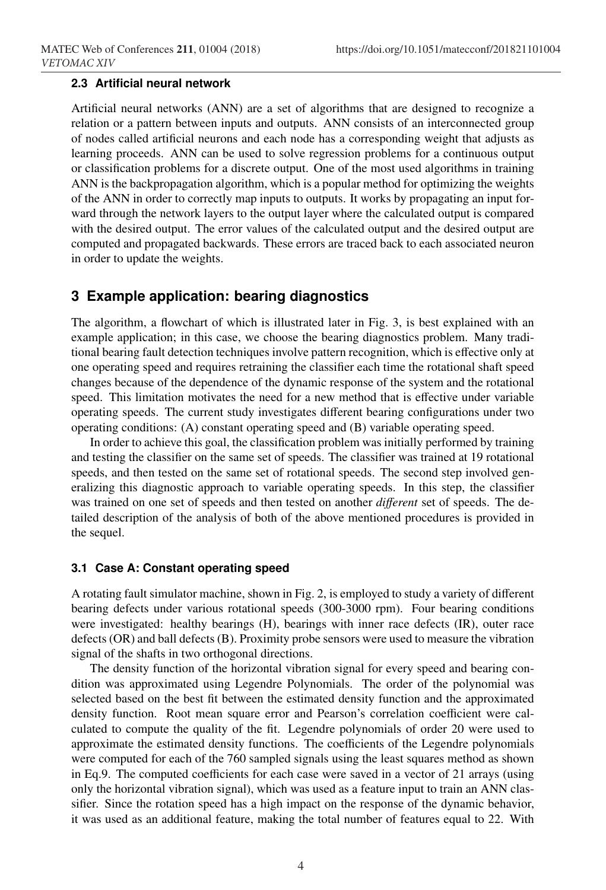### 2.3 Artificial neural network

Artificial neural networks (ANN) are a set of algorithms that are designed to recognize a relation or a pattern between inputs and outputs. ANN consists of an interconnected group of nodes called artificial neurons and each node has a corresponding weight that adjusts as learning proceeds. ANN can be used to solve regression problems for a continuous output or classification problems for a discrete output. One of the most used algorithms in training ANN is the backpropagation algorithm, which is a popular method for optimizing the weights of the ANN in order to correctly map inputs to outputs. It works by propagating an input forward through the network layers to the output layer where the calculated output is compared with the desired output. The error values of the calculated output and the desired output are computed and propagated backwards. These errors are traced back to each associated neuron in order to update the weights.

## 3 Example application: bearing diagnostics

The algorithm, a flowchart of which is illustrated later in Fig. 3, is best explained with an example application; in this case, we choose the bearing diagnostics problem. Many traditional bearing fault detection techniques involve pattern recognition, which is effective only at one operating speed and requires retraining the classifier each time the rotational shaft speed changes because of the dependence of the dynamic response of the system and the rotational speed. This limitation motivates the need for a new method that is effective under variable operating speeds. The current study investigates different bearing configurations under two operating conditions: (A) constant operating speed and (B) variable operating speed.

In order to achieve this goal, the classification problem was initially performed by training and testing the classifier on the same set of speeds. The classifier was trained at 19 rotational speeds, and then tested on the same set of rotational speeds. The second step involved generalizing this diagnostic approach to variable operating speeds. In this step, the classifier was trained on one set of speeds and then tested on another *different* set of speeds. The detailed description of the analysis of both of the above mentioned procedures is provided in the sequel.

### 3.1 Case A: Constant operating speed

A rotating fault simulator machine, shown in Fig. 2, is employed to study a variety of different bearing defects under various rotational speeds (300-3000 rpm). Four bearing conditions were investigated: healthy bearings (H), bearings with inner race defects (IR), outer race defects (OR) and ball defects (B). Proximity probe sensors were used to measure the vibration signal of the shafts in two orthogonal directions.

The density function of the horizontal vibration signal for every speed and bearing condition was approximated using Legendre Polynomials. The order of the polynomial was selected based on the best fit between the estimated density function and the approximated density function. Root mean square error and Pearson's correlation coefficient were calculated to compute the quality of the fit. Legendre polynomials of order 20 were used to approximate the estimated density functions. The coefficients of the Legendre polynomials were computed for each of the 760 sampled signals using the least squares method as shown in Eq.9. The computed coefficients for each case were saved in a vector of 21 arrays (using only the horizontal vibration signal), which was used as a feature input to train an ANN classifier. Since the rotation speed has a high impact on the response of the dynamic behavior, it was used as an additional feature, making the total number of features equal to 22. With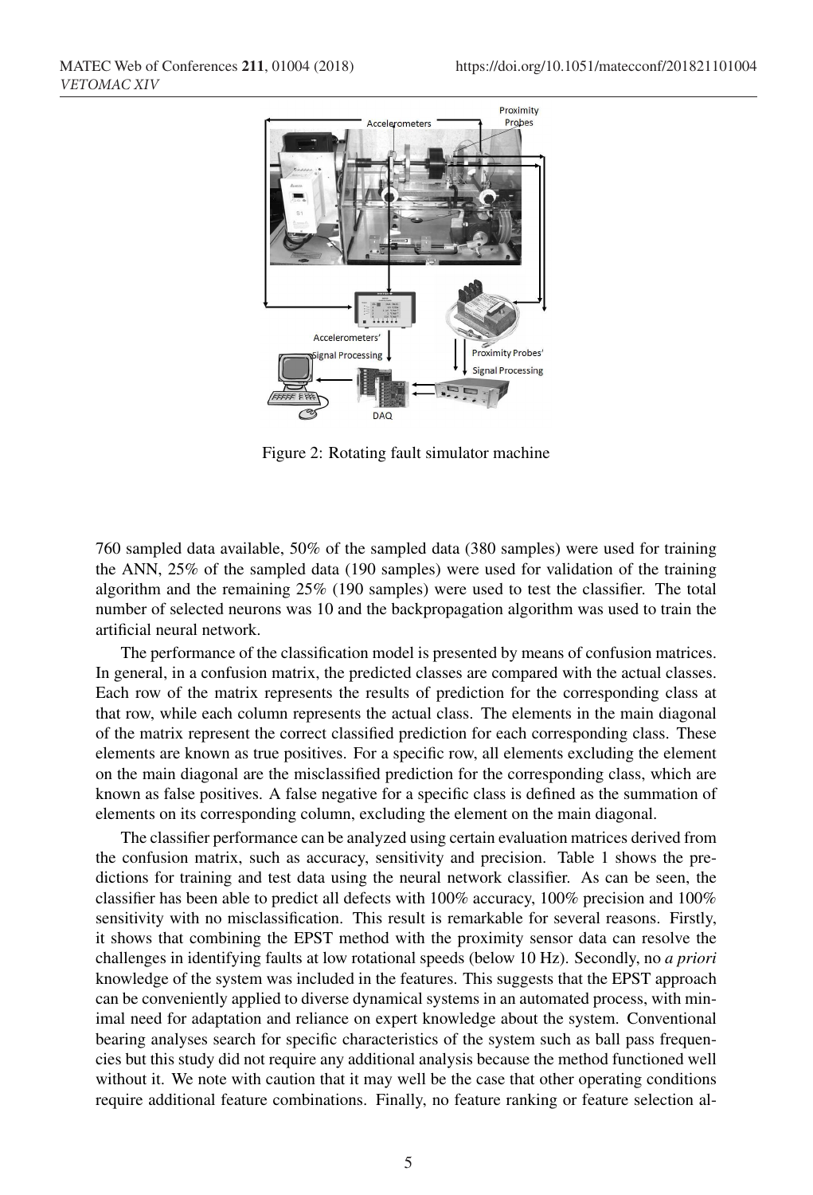Accelerometers
Proximity Probes
Accelerometers' Signal Processing
Proximity Probes' Signal Processing
DAQ

Figure 2: Rotating fault simulator machine

760 sampled data available, 50% of the sampled data (380 samples) were used for training the ANN, 25% of the sampled data (190 samples) were used for validation of the training algorithm and the remaining 25% (190 samples) were used to test the classifier. The total number of selected neurons was 10 and the backpropagation algorithm was used to train the artificial neural network.

The performance of the classification model is presented by means of confusion matrices. In general, in a confusion matrix, the predicted classes are compared with the actual classes. Each row of the matrix represents the results of prediction for the corresponding class at that row, while each column represents the actual class. The elements in the main diagonal of the matrix represent the correct classified prediction for each corresponding class. These elements are known as true positives. For a specific row, all elements excluding the element on the main diagonal are the misclassified prediction for the corresponding class, which are known as false positives. A false negative for a specific class is defined as the summation of elements on its corresponding column, excluding the element on the main diagonal.

The classifier performance can be analyzed using certain evaluation matrices derived from the confusion matrix, such as accuracy, sensitivity and precision. Table 1 shows the predictions for training and test data using the neural network classifier. As can be seen, the classifier has been able to predict all defects with 100% accuracy, 100% precision and 100% sensitivity with no misclassification. This result is remarkable for several reasons. Firstly, it shows that combining the EPST method with the proximity sensor data can resolve the challenges in identifying faults at low rotational speeds (below 10 Hz). Secondly, no *a priori* knowledge of the system was included in the features. This suggests that the EPST approach can be conveniently applied to diverse dynamical systems in an automated process, with minimal need for adaptation and reliance on expert knowledge about the system. Conventional bearing analyses search for specific characteristics of the system such as ball pass frequencies but this study did not require any additional analysis because the method functioned well without it. We note with caution that it may well be the case that other operating conditions require additional feature combinations. Finally, no feature ranking or feature selection al-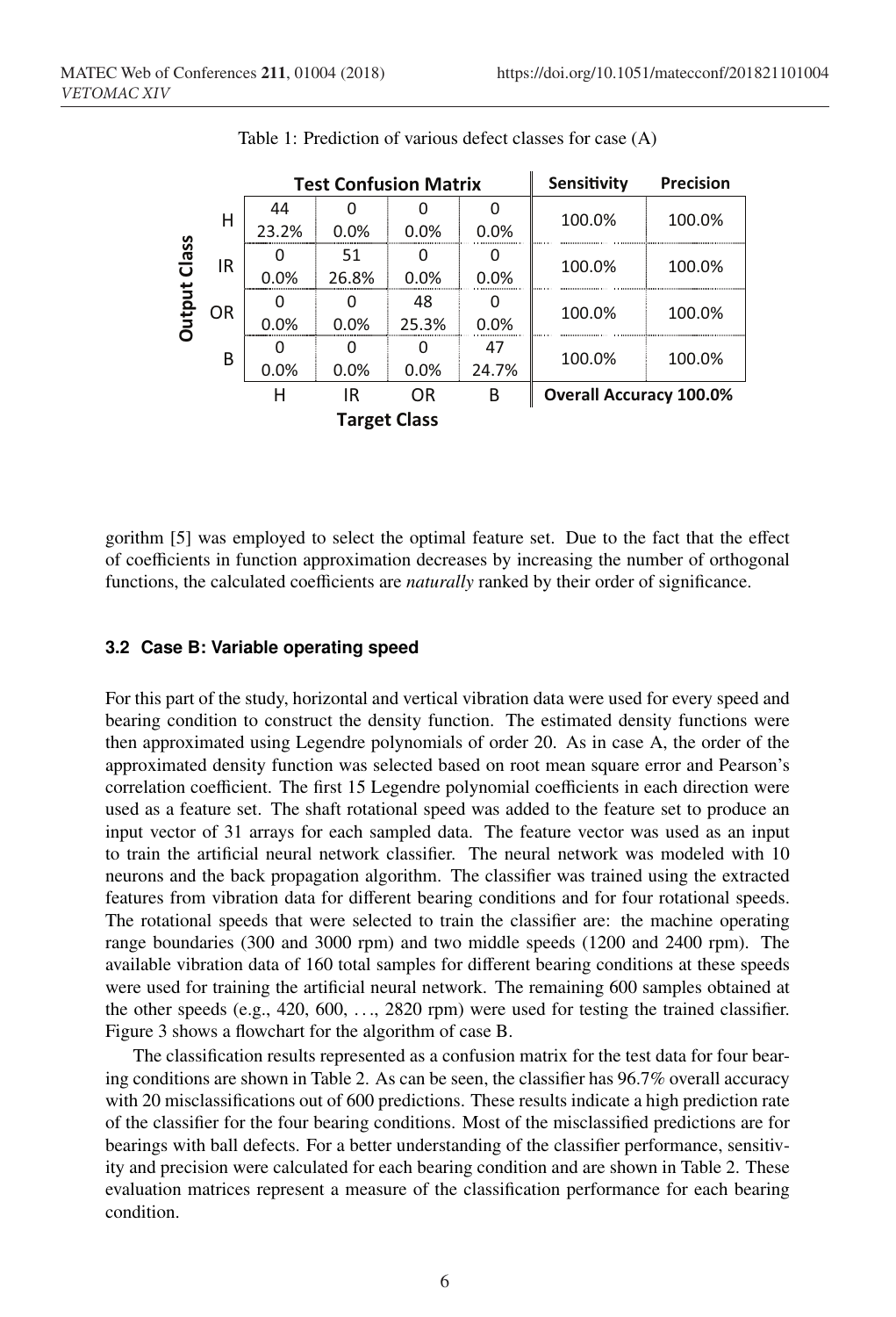Table 1: Prediction of various defect classes for case (A)

| Output Class | H | IR | OR | B | Sensitivity | Precision |
|---|---|---|---|---|---|---|
| H | 44<br>23.2% | 0<br>0.0% | 0<br>0.0% | 0<br>0.0% | 100.0% | 100.0% |
| IR | 0<br>0.0% | 51<br>26.8% | 0<br>0.0% | 0<br>0.0% | 100.0% | 100.0% |
| OR | 0<br>0.0% | 0<br>0.0% | 48<br>25.3% | 0<br>0.0% | 100.0% | 100.0% |
| B | 0<br>0.0% | 0<br>0.0% | 0<br>0.0% | 47<br>24.7% | 100.0% | 100.0% |
| | H | IR | OR | B | Overall Accuracy 100.0% | |

(Columns H, IR, OR, B: Test Confusion Matrix, Target Class)

gorithm [5] was employed to select the optimal feature set. Due to the fact that the effect of coefficients in function approximation decreases by increasing the number of orthogonal functions, the calculated coefficients are *naturally* ranked by their order of significance.

### 3.2 Case B: Variable operating speed

For this part of the study, horizontal and vertical vibration data were used for every speed and bearing condition to construct the density function. The estimated density functions were then approximated using Legendre polynomials of order 20. As in case A, the order of the approximated density function was selected based on root mean square error and Pearson's correlation coefficient. The first 15 Legendre polynomial coefficients in each direction were used as a feature set. The shaft rotational speed was added to the feature set to produce an input vector of 31 arrays for each sampled data. The feature vector was used as an input to train the artificial neural network classifier. The neural network was modeled with 10 neurons and the back propagation algorithm. The classifier was trained using the extracted features from vibration data for different bearing conditions and for four rotational speeds. The rotational speeds that were selected to train the classifier are: the machine operating range boundaries (300 and 3000 rpm) and two middle speeds (1200 and 2400 rpm). The available vibration data of 160 total samples for different bearing conditions at these speeds were used for training the artificial neural network. The remaining 600 samples obtained at the other speeds (e.g., 420, 600, ..., 2820 rpm) were used for testing the trained classifier. Figure 3 shows a flowchart for the algorithm of case B.

The classification results represented as a confusion matrix for the test data for four bearing conditions are shown in Table 2. As can be seen, the classifier has 96.7% overall accuracy with 20 misclassifications out of 600 predictions. These results indicate a high prediction rate of the classifier for the four bearing conditions. Most of the misclassified predictions are for bearings with ball defects. For a better understanding of the classifier performance, sensitivity and precision were calculated for each bearing condition and are shown in Table 2. These evaluation matrices represent a measure of the classification performance for each bearing condition.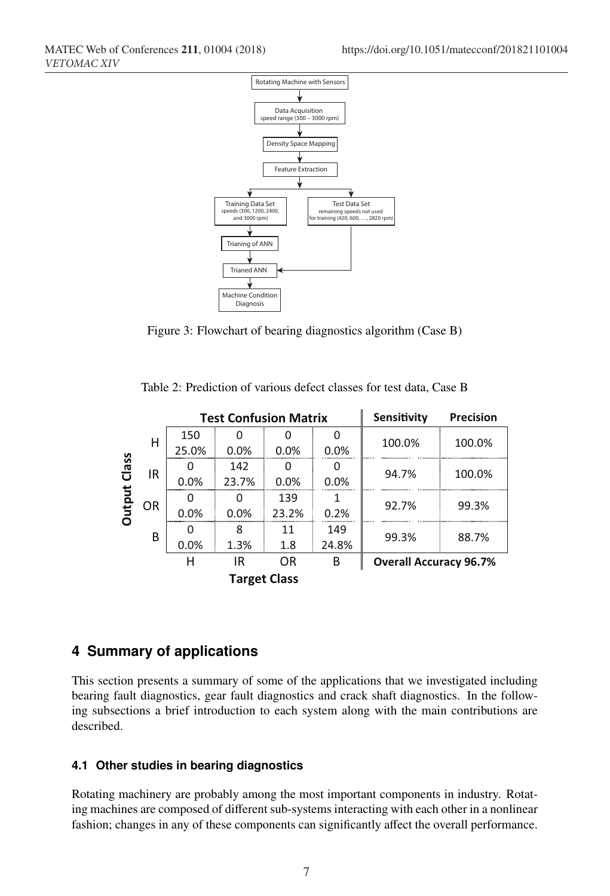Figure 3: Flowchart of bearing diagnostics algorithm (Case B)

Table 2: Prediction of various defect classes for test data, Case B

| Output Class | H | IR | OR | B | Sensitivity | Precision |
|---|---|---|---|---|---|---|
| H | 150<br>25.0% | 0<br>0.0% | 0<br>0.0% | 0<br>0.0% | 100.0% | 100.0% |
| IR | 0<br>0.0% | 142<br>23.7% | 0<br>0.0% | 0<br>0.0% | 94.7% | 100.0% |
| OR | 0<br>0.0% | 0<br>0.0% | 139<br>23.2% | 1<br>0.2% | 92.7% | 99.3% |
| B | 0<br>0.0% | 8<br>1.3% | 11<br>1.8 | 149<br>24.8% | 99.3% | 88.7% |
| Target Class | H | IR | OR | B | Overall Accuracy 96.7% | |

## 4 Summary of applications

This section presents a summary of some of the applications that we investigated including bearing fault diagnostics, gear fault diagnostics and crack shaft diagnostics. In the following subsections a brief introduction to each system along with the main contributions are described.

### 4.1 Other studies in bearing diagnostics

Rotating machinery are probably among the most important components in industry. Rotating machines are composed of different sub-systems interacting with each other in a nonlinear fashion; changes in any of these components can significantly affect the overall performance.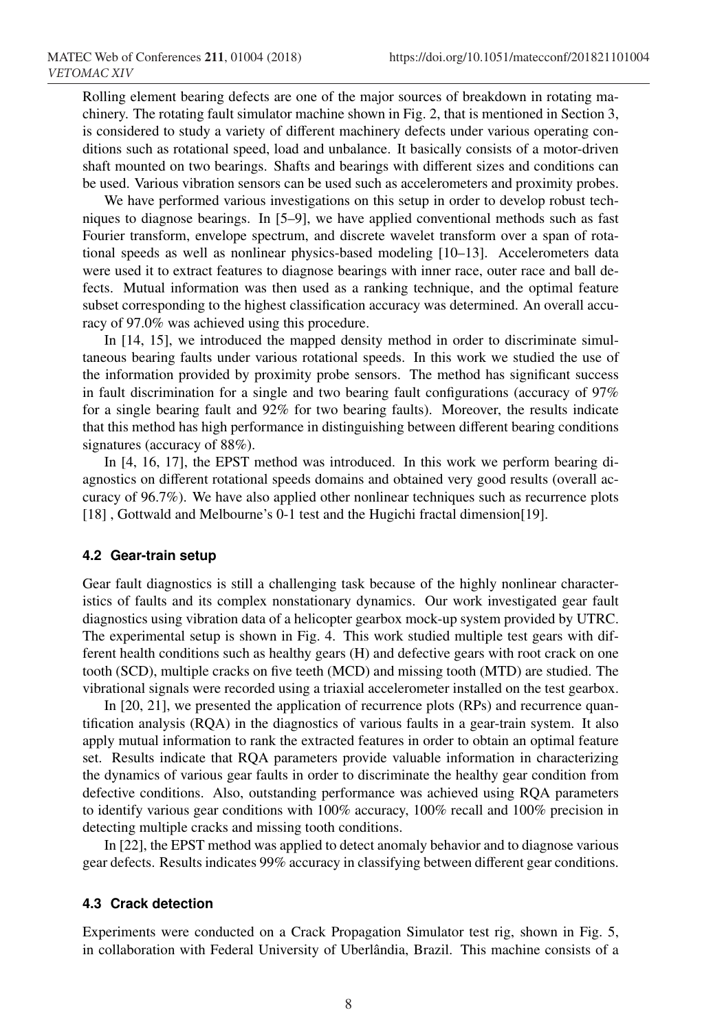Rolling element bearing defects are one of the major sources of breakdown in rotating machinery. The rotating fault simulator machine shown in Fig. 2, that is mentioned in Section 3, is considered to study a variety of different machinery defects under various operating conditions such as rotational speed, load and unbalance. It basically consists of a motor-driven shaft mounted on two bearings. Shafts and bearings with different sizes and conditions can be used. Various vibration sensors can be used such as accelerometers and proximity probes.

We have performed various investigations on this setup in order to develop robust techniques to diagnose bearings. In [5–9], we have applied conventional methods such as fast Fourier transform, envelope spectrum, and discrete wavelet transform over a span of rotational speeds as well as nonlinear physics-based modeling [10–13]. Accelerometers data were used it to extract features to diagnose bearings with inner race, outer race and ball defects. Mutual information was then used as a ranking technique, and the optimal feature subset corresponding to the highest classification accuracy was determined. An overall accuracy of 97.0% was achieved using this procedure.

In [14, 15], we introduced the mapped density method in order to discriminate simultaneous bearing faults under various rotational speeds. In this work we studied the use of the information provided by proximity probe sensors. The method has significant success in fault discrimination for a single and two bearing fault configurations (accuracy of 97% for a single bearing fault and 92% for two bearing faults). Moreover, the results indicate that this method has high performance in distinguishing between different bearing conditions signatures (accuracy of 88%).

In [4, 16, 17], the EPST method was introduced. In this work we perform bearing diagnostics on different rotational speeds domains and obtained very good results (overall accuracy of 96.7%). We have also applied other nonlinear techniques such as recurrence plots [18] , Gottwald and Melbourne's 0-1 test and the Hugichi fractal dimension[19].

### 4.2 Gear-train setup

Gear fault diagnostics is still a challenging task because of the highly nonlinear characteristics of faults and its complex nonstationary dynamics. Our work investigated gear fault diagnostics using vibration data of a helicopter gearbox mock-up system provided by UTRC. The experimental setup is shown in Fig. 4. This work studied multiple test gears with different health conditions such as healthy gears (H) and defective gears with root crack on one tooth (SCD), multiple cracks on five teeth (MCD) and missing tooth (MTD) are studied. The vibrational signals were recorded using a triaxial accelerometer installed on the test gearbox.

In [20, 21], we presented the application of recurrence plots (RPs) and recurrence quantification analysis (RQA) in the diagnostics of various faults in a gear-train system. It also apply mutual information to rank the extracted features in order to obtain an optimal feature set. Results indicate that RQA parameters provide valuable information in characterizing the dynamics of various gear faults in order to discriminate the healthy gear condition from defective conditions. Also, outstanding performance was achieved using RQA parameters to identify various gear conditions with 100% accuracy, 100% recall and 100% precision in detecting multiple cracks and missing tooth conditions.

In [22], the EPST method was applied to detect anomaly behavior and to diagnose various gear defects. Results indicates 99% accuracy in classifying between different gear conditions.

### 4.3 Crack detection

Experiments were conducted on a Crack Propagation Simulator test rig, shown in Fig. 5, in collaboration with Federal University of Uberlândia, Brazil. This machine consists of a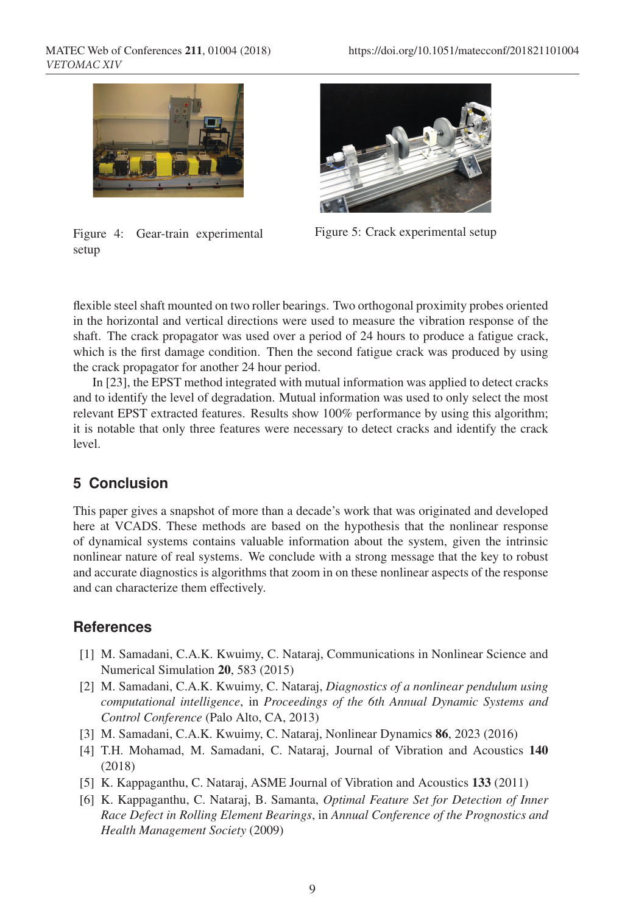Figure 4: Gear-train experimental setup

Figure 5: Crack experimental setup

flexible steel shaft mounted on two roller bearings. Two orthogonal proximity probes oriented in the horizontal and vertical directions were used to measure the vibration response of the shaft. The crack propagator was used over a period of 24 hours to produce a fatigue crack, which is the first damage condition. Then the second fatigue crack was produced by using the crack propagator for another 24 hour period.

In [23], the EPST method integrated with mutual information was applied to detect cracks and to identify the level of degradation. Mutual information was used to only select the most relevant EPST extracted features. Results show 100% performance by using this algorithm; it is notable that only three features were necessary to detect cracks and identify the crack level.

## 5 Conclusion

This paper gives a snapshot of more than a decade's work that was originated and developed here at VCADS. These methods are based on the hypothesis that the nonlinear response of dynamical systems contains valuable information about the system, given the intrinsic nonlinear nature of real systems. We conclude with a strong message that the key to robust and accurate diagnostics is algorithms that zoom in on these nonlinear aspects of the response and can characterize them effectively.

## References

[1] M. Samadani, C.A.K. Kwuimy, C. Nataraj, Communications in Nonlinear Science and Numerical Simulation **20**, 583 (2015)

[2] M. Samadani, C.A.K. Kwuimy, C. Nataraj, *Diagnostics of a nonlinear pendulum using computational intelligence*, in *Proceedings of the 6th Annual Dynamic Systems and Control Conference* (Palo Alto, CA, 2013)

[3] M. Samadani, C.A.K. Kwuimy, C. Nataraj, Nonlinear Dynamics **86**, 2023 (2016)

[4] T.H. Mohamad, M. Samadani, C. Nataraj, Journal of Vibration and Acoustics **140** (2018)

[5] K. Kappaganthu, C. Nataraj, ASME Journal of Vibration and Acoustics **133** (2011)

[6] K. Kappaganthu, C. Nataraj, B. Samanta, *Optimal Feature Set for Detection of Inner Race Defect in Rolling Element Bearings*, in *Annual Conference of the Prognostics and Health Management Society* (2009)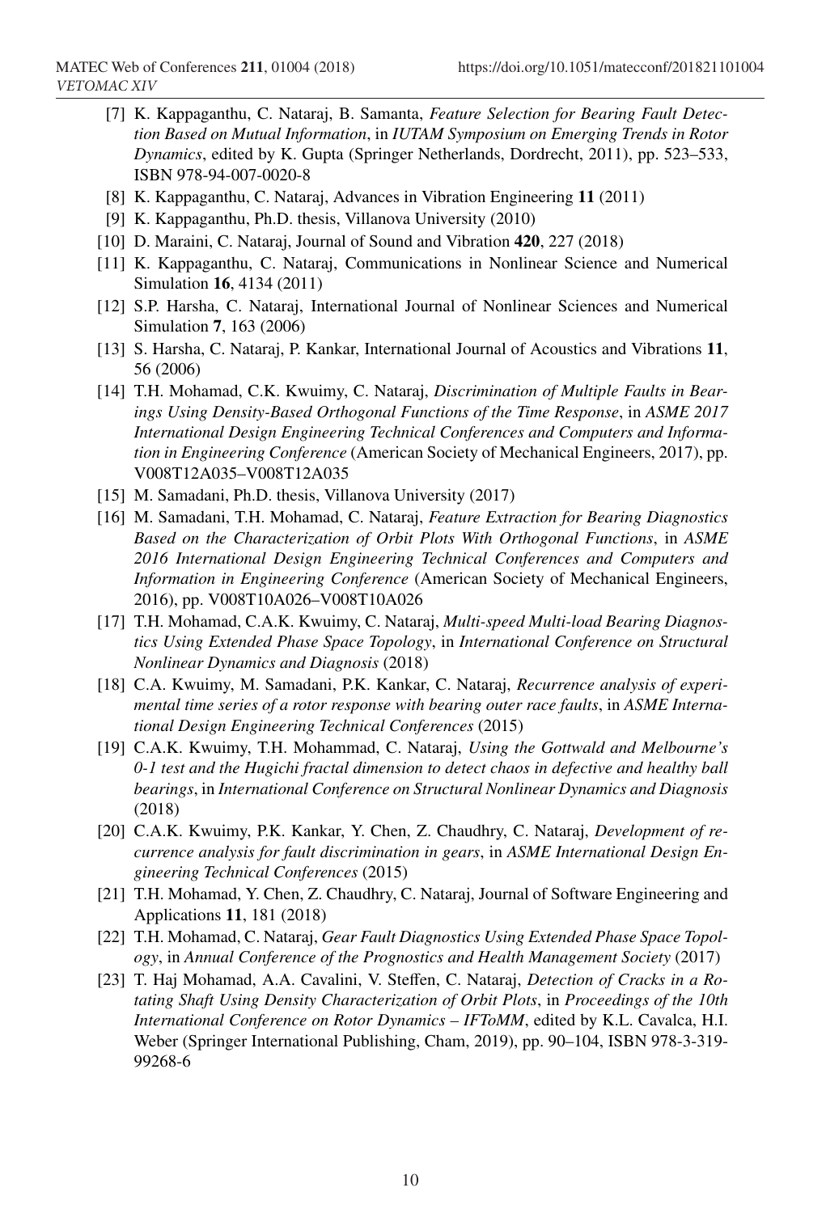[7] K. Kappaganthu, C. Nataraj, B. Samanta, *Feature Selection for Bearing Fault Detection Based on Mutual Information*, in *IUTAM Symposium on Emerging Trends in Rotor Dynamics*, edited by K. Gupta (Springer Netherlands, Dordrecht, 2011), pp. 523–533, ISBN 978-94-007-0020-8

[8] K. Kappaganthu, C. Nataraj, Advances in Vibration Engineering **11** (2011)

[9] K. Kappaganthu, Ph.D. thesis, Villanova University (2010)

[10] D. Maraini, C. Nataraj, Journal of Sound and Vibration **420**, 227 (2018)

[11] K. Kappaganthu, C. Nataraj, Communications in Nonlinear Science and Numerical Simulation **16**, 4134 (2011)

[12] S.P. Harsha, C. Nataraj, International Journal of Nonlinear Sciences and Numerical Simulation **7**, 163 (2006)

[13] S. Harsha, C. Nataraj, P. Kankar, International Journal of Acoustics and Vibrations **11**, 56 (2006)

[14] T.H. Mohamad, C.K. Kwuimy, C. Nataraj, *Discrimination of Multiple Faults in Bearings Using Density-Based Orthogonal Functions of the Time Response*, in *ASME 2017 International Design Engineering Technical Conferences and Computers and Information in Engineering Conference* (American Society of Mechanical Engineers, 2017), pp. V008T12A035–V008T12A035

[15] M. Samadani, Ph.D. thesis, Villanova University (2017)

[16] M. Samadani, T.H. Mohamad, C. Nataraj, *Feature Extraction for Bearing Diagnostics Based on the Characterization of Orbit Plots With Orthogonal Functions*, in *ASME 2016 International Design Engineering Technical Conferences and Computers and Information in Engineering Conference* (American Society of Mechanical Engineers, 2016), pp. V008T10A026–V008T10A026

[17] T.H. Mohamad, C.A.K. Kwuimy, C. Nataraj, *Multi-speed Multi-load Bearing Diagnostics Using Extended Phase Space Topology*, in *International Conference on Structural Nonlinear Dynamics and Diagnosis* (2018)

[18] C.A. Kwuimy, M. Samadani, P.K. Kankar, C. Nataraj, *Recurrence analysis of experimental time series of a rotor response with bearing outer race faults*, in *ASME International Design Engineering Technical Conferences* (2015)

[19] C.A.K. Kwuimy, T.H. Mohammad, C. Nataraj, *Using the Gottwald and Melbourne's 0-1 test and the Hugichi fractal dimension to detect chaos in defective and healthy ball bearings*, in *International Conference on Structural Nonlinear Dynamics and Diagnosis* (2018)

[20] C.A.K. Kwuimy, P.K. Kankar, Y. Chen, Z. Chaudhry, C. Nataraj, *Development of recurrence analysis for fault discrimination in gears*, in *ASME International Design Engineering Technical Conferences* (2015)

[21] T.H. Mohamad, Y. Chen, Z. Chaudhry, C. Nataraj, Journal of Software Engineering and Applications **11**, 181 (2018)

[22] T.H. Mohamad, C. Nataraj, *Gear Fault Diagnostics Using Extended Phase Space Topology*, in *Annual Conference of the Prognostics and Health Management Society* (2017)

[23] T. Haj Mohamad, A.A. Cavalini, V. Steffen, C. Nataraj, *Detection of Cracks in a Rotating Shaft Using Density Characterization of Orbit Plots*, in *Proceedings of the 10th International Conference on Rotor Dynamics – IFToMM*, edited by K.L. Cavalca, H.I. Weber (Springer International Publishing, Cham, 2019), pp. 90–104, ISBN 978-3-319-99268-6